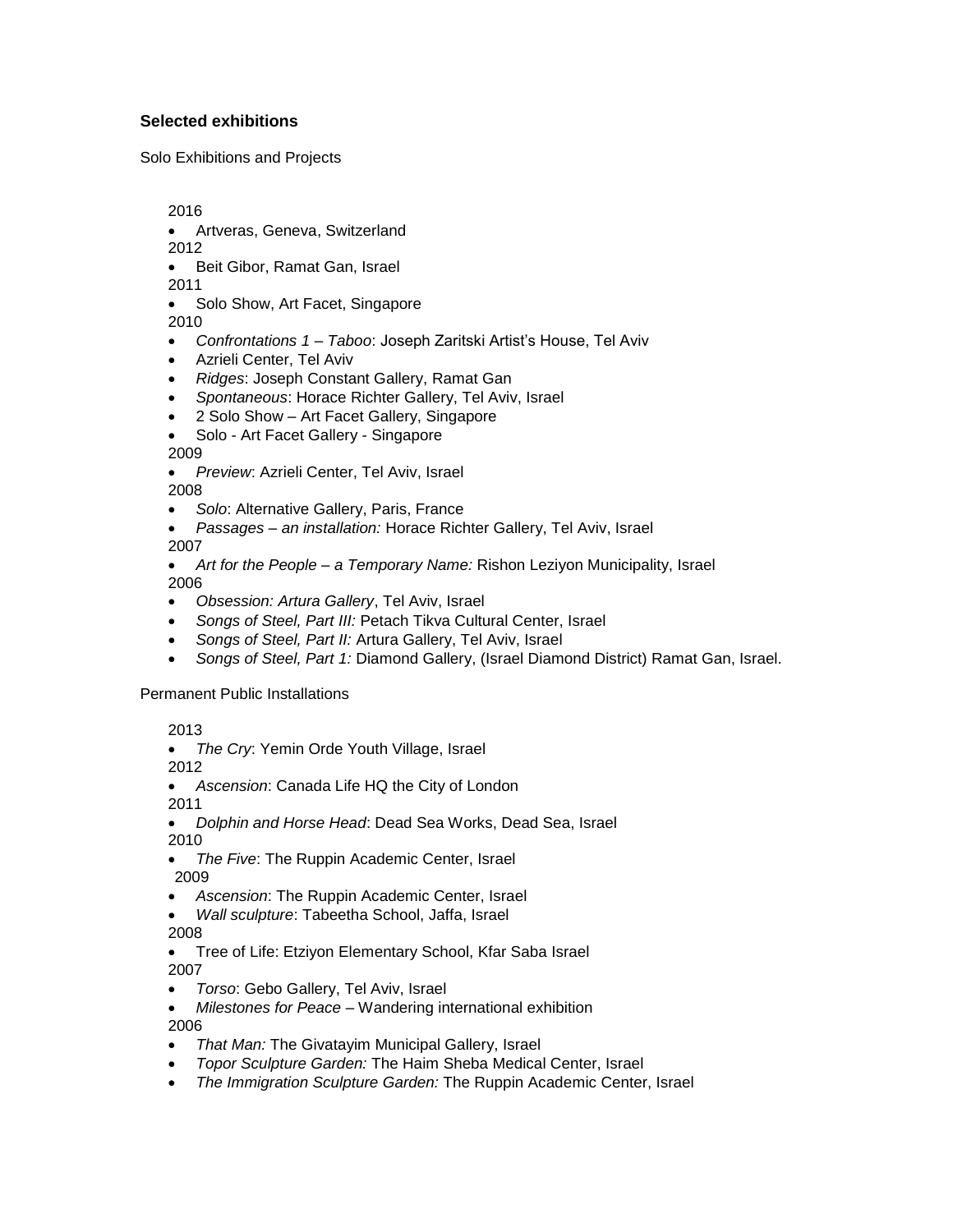### **Selected exhibitions**

Solo Exhibitions and Projects

2016

- Artveras, Geneva, Switzerland

2012

- Beit Gibor, Ramat Gan, Israel

2011

- Solo Show, Art Facet, Singapore

2010

- *Confrontations 1 – Taboo*: Joseph Zaritski Artist's House, Tel Aviv
- Azrieli Center, Tel Aviv
- *Ridges*: Joseph Constant Gallery, Ramat Gan
- *Spontaneous*: Horace Richter Gallery, Tel Aviv, Israel
- 2 Solo Show – Art Facet Gallery, Singapore
- Solo - Art Facet Gallery - Singapore

2009

- *Preview*: Azrieli Center, Tel Aviv, Israel

2008

- *Solo*: Alternative Gallery, Paris, France
- *Passages – an installation:* Horace Richter Gallery, Tel Aviv, Israel

2007

- *Art for the People – a Temporary Name:* Rishon Leziyon Municipality, Israel

2006

- *Obsession: Artura Gallery*, Tel Aviv, Israel
- *Songs of Steel, Part III:* Petach Tikva Cultural Center, Israel
- *Songs of Steel, Part II:* Artura Gallery, Tel Aviv, Israel
- *Songs of Steel, Part 1:* Diamond Gallery, (Israel Diamond District) Ramat Gan, Israel.

Permanent Public Installations

2013

- *The Cry*: Yemin Orde Youth Village, Israel

2012

- *Ascension*: Canada Life HQ the City of London

2011

- *Dolphin and Horse Head*: Dead Sea Works, Dead Sea, Israel

2010

- *The Five*: The Ruppin Academic Center, Israel

2009

- *Ascension*: The Ruppin Academic Center, Israel
- *Wall sculpture*: Tabeetha School, Jaffa, Israel

2008

- Tree of Life: Etziyon Elementary School, Kfar Saba Israel

2007

- *Torso*: Gebo Gallery, Tel Aviv, Israel
- *Milestones for Peace* – Wandering international exhibition

2006

- *That Man:* The Givatayim Municipal Gallery, Israel
- *Topor Sculpture Garden:* The Haim Sheba Medical Center, Israel
- *The Immigration Sculpture Garden:* The Ruppin Academic Center, Israel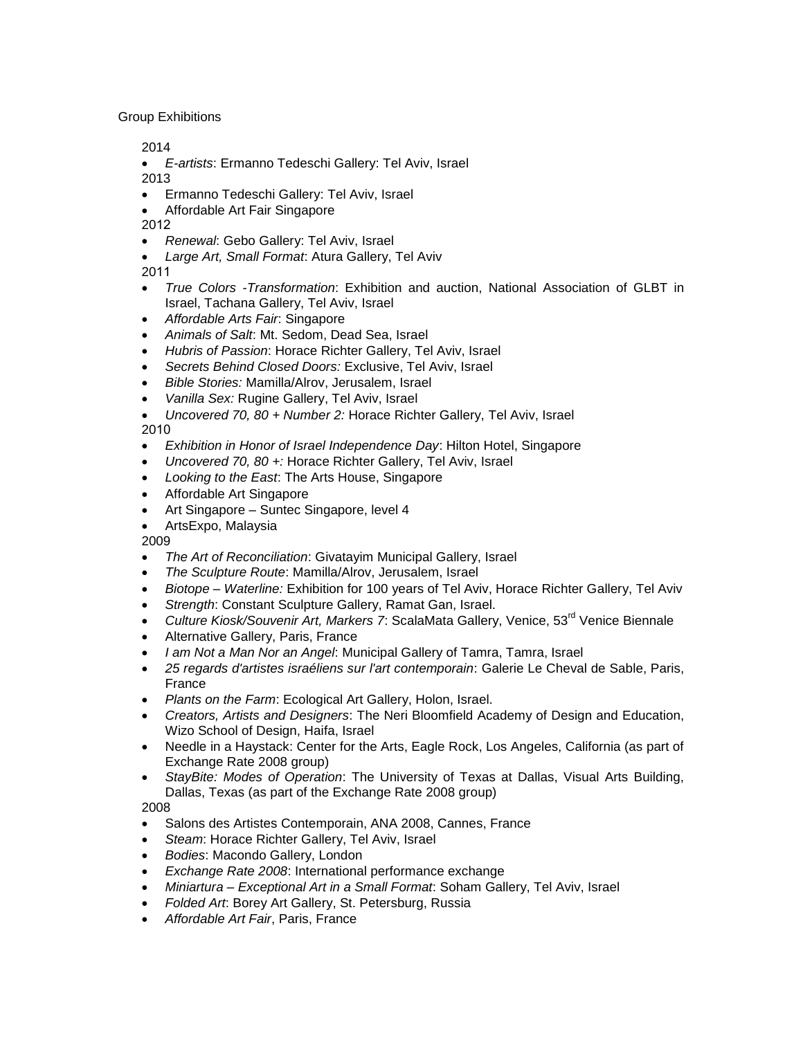Group Exhibitions

2014

- *E-artists*: Ermanno Tedeschi Gallery: Tel Aviv, Israel

2013

- Ermanno Tedeschi Gallery: Tel Aviv, Israel
- Affordable Art Fair Singapore

2012

- *Renewal*: Gebo Gallery: Tel Aviv, Israel
- *Large Art, Small Format*: Atura Gallery, Tel Aviv

2011

- *True Colors -Transformation*: Exhibition and auction, National Association of GLBT in Israel, Tachana Gallery, Tel Aviv, Israel
- *Affordable Arts Fair*: Singapore
- *Animals of Salt*: Mt. Sedom, Dead Sea, Israel
- *Hubris of Passion*: Horace Richter Gallery, Tel Aviv, Israel
- *Secrets Behind Closed Doors:* Exclusive, Tel Aviv, Israel
- *Bible Stories:* Mamilla/Alrov, Jerusalem, Israel
- *Vanilla Sex:* Rugine Gallery, Tel Aviv, Israel
- *Uncovered 70, 80 + Number 2:* Horace Richter Gallery, Tel Aviv, Israel

2010

- *Exhibition in Honor of Israel Independence Day*: Hilton Hotel, Singapore
- *Uncovered 70, 80 +:* Horace Richter Gallery, Tel Aviv, Israel
- *Looking to the East*: The Arts House, Singapore
- Affordable Art Singapore
- Art Singapore – Suntec Singapore, level 4
- ArtsExpo, Malaysia

2009

- *The Art of Reconciliation*: Givatayim Municipal Gallery, Israel
- *The Sculpture Route*: Mamilla/Alrov, Jerusalem, Israel
- *Biotope – Waterline:* Exhibition for 100 years of Tel Aviv, Horace Richter Gallery, Tel Aviv
- *Strength*: Constant Sculpture Gallery, Ramat Gan, Israel.
- *Culture Kiosk/Souvenir Art, Markers 7*: ScalaMata Gallery, Venice, 53rd Venice Biennale
- Alternative Gallery, Paris, France
- *I am Not a Man Nor an Angel*: Municipal Gallery of Tamra, Tamra, Israel
- *25 regards d'artistes israéliens sur l'art contemporain*: Galerie Le Cheval de Sable, Paris, France
- *Plants on the Farm*: Ecological Art Gallery, Holon, Israel.
- *Creators, Artists and Designers*: The Neri Bloomfield Academy of Design and Education, Wizo School of Design, Haifa, Israel
- Needle in a Haystack: Center for the Arts, Eagle Rock, Los Angeles, California (as part of Exchange Rate 2008 group)
- *StayBite: Modes of Operation*: The University of Texas at Dallas, Visual Arts Building, Dallas, Texas (as part of the Exchange Rate 2008 group)

2008

- Salons des Artistes Contemporain, ANA 2008, Cannes, France
- *Steam*: Horace Richter Gallery, Tel Aviv, Israel
- *Bodies*: Macondo Gallery, London
- *Exchange Rate 2008*: International performance exchange
- *Miniartura – Exceptional Art in a Small Format*: Soham Gallery, Tel Aviv, Israel
- *Folded Art*: Borey Art Gallery, St. Petersburg, Russia
- *Affordable Art Fair*, Paris, France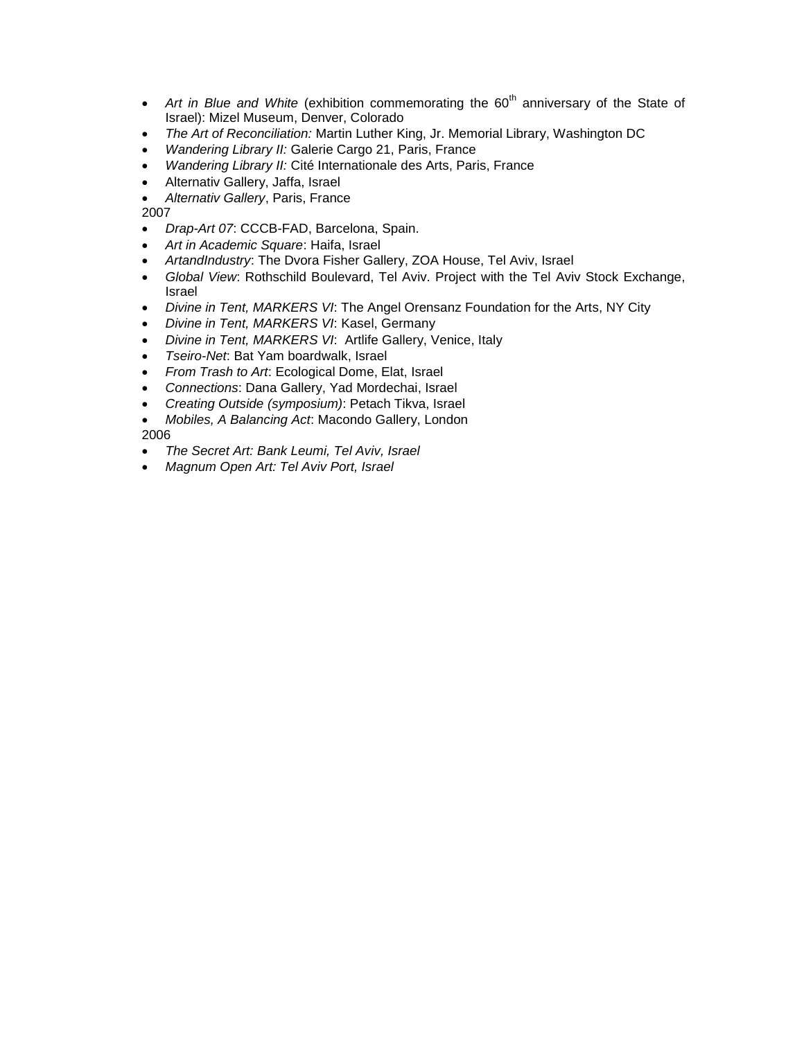- *Art in Blue and White* (exhibition commemorating the 60th anniversary of the State of Israel): Mizel Museum, Denver, Colorado
- *The Art of Reconciliation:* Martin Luther King, Jr. Memorial Library, Washington DC
- *Wandering Library II:* Galerie Cargo 21, Paris, France
- *Wandering Library II:* Cité Internationale des Arts, Paris, France
- Alternativ Gallery, Jaffa, Israel
- *Alternativ Gallery*, Paris, France

2007

- *Drap-Art 07*: CCCB-FAD, Barcelona, Spain.
- *Art in Academic Square*: Haifa, Israel
- *ArtandIndustry*: The Dvora Fisher Gallery, ZOA House, Tel Aviv, Israel
- *Global View*: Rothschild Boulevard, Tel Aviv. Project with the Tel Aviv Stock Exchange, Israel
- *Divine in Tent, MARKERS VI*: The Angel Orensanz Foundation for the Arts, NY City
- *Divine in Tent, MARKERS VI*: Kasel, Germany
- *Divine in Tent, MARKERS VI*: Artlife Gallery, Venice, Italy
- *Tseiro-Net*: Bat Yam boardwalk, Israel
- *From Trash to Art*: Ecological Dome, Elat, Israel
- *Connections*: Dana Gallery, Yad Mordechai, Israel
- *Creating Outside (symposium)*: Petach Tikva, Israel
- *Mobiles, A Balancing Act*: Macondo Gallery, London

2006

- *The Secret Art: Bank Leumi, Tel Aviv, Israel*
- *Magnum Open Art: Tel Aviv Port, Israel*